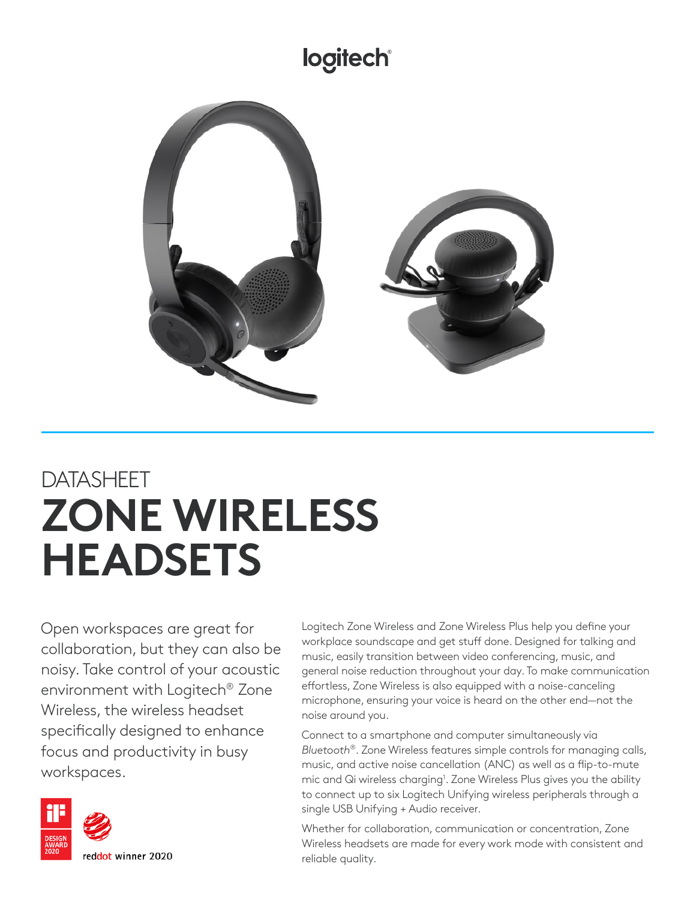logitech

DATASHEET

# ZONE WIRELESS HEADSETS

Open workspaces are great for collaboration, but they can also be noisy. Take control of your acoustic environment with Logitech® Zone Wireless, the wireless headset specifically designed to enhance focus and productivity in busy workspaces.

iF DESIGN AWARD 2020

reddot winner 2020

Logitech Zone Wireless and Zone Wireless Plus help you define your workplace soundscape and get stuff done. Designed for talking and music, easily transition between video conferencing, music, and general noise reduction throughout your day. To make communication effortless, Zone Wireless is also equipped with a noise-canceling microphone, ensuring your voice is heard on the other end—not the noise around you.

Connect to a smartphone and computer simultaneously via *Bluetooth*®. Zone Wireless features simple controls for managing calls, music, and active noise cancellation (ANC) as well as a flip-to-mute mic and Qi wireless charging[1]. Zone Wireless Plus gives you the ability to connect up to six Logitech Unifying wireless peripherals through a single USB Unifying + Audio receiver.

Whether for collaboration, communication or concentration, Zone Wireless headsets are made for every work mode with consistent and reliable quality.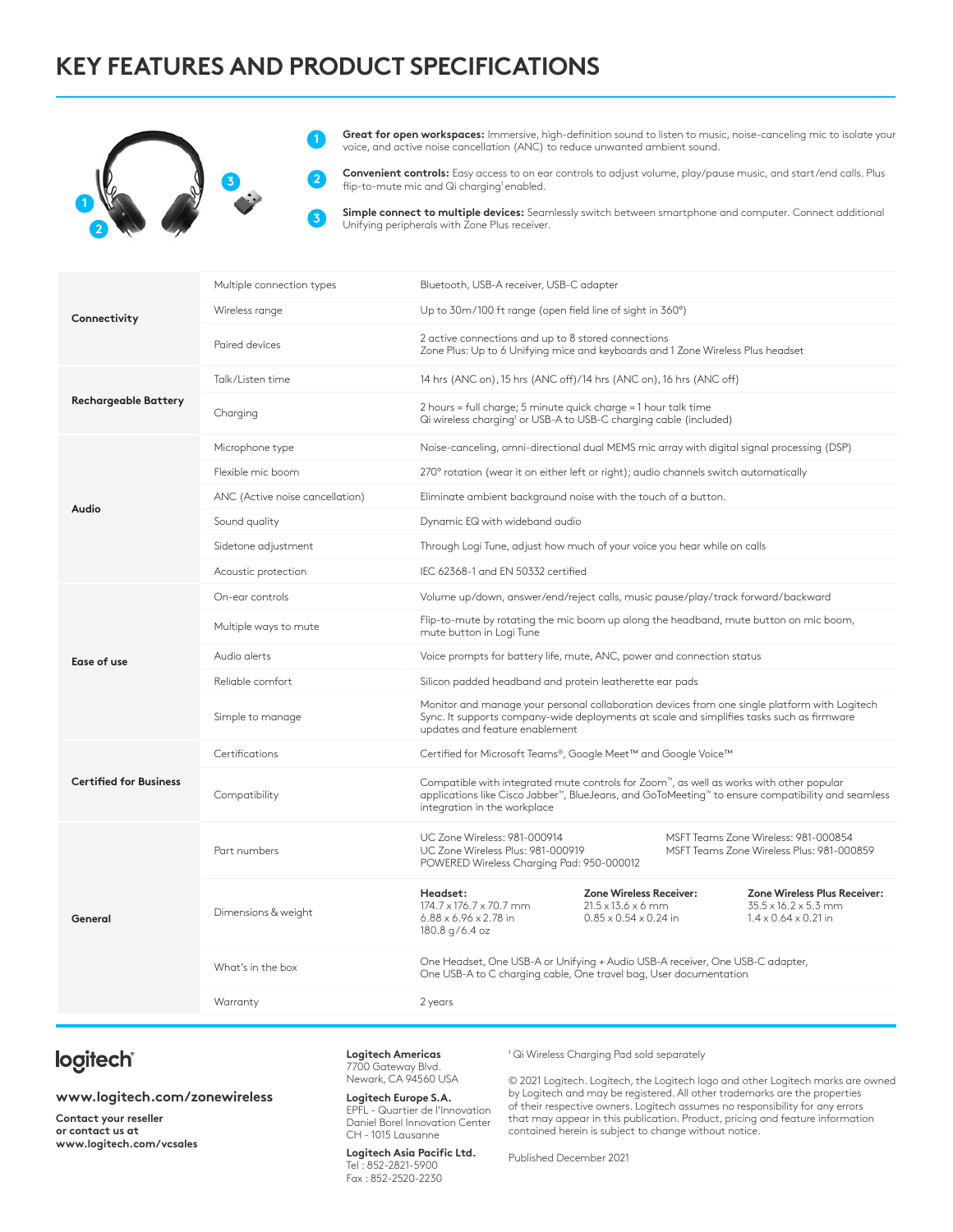# KEY FEATURES AND PRODUCT SPECIFICATIONS

1 **Great for open workspaces:** Immersive, high-definition sound to listen to music, noise-canceling mic to isolate your voice, and active noise cancellation (ANC) to reduce unwanted ambient sound.

2 **Convenient controls:** Easy access to on ear controls to adjust volume, play/pause music, and start/end calls. Plus flip-to-mute mic and Qi charging[1] enabled.

3 **Simple connect to multiple devices:** Seamlessly switch between smartphone and computer. Connect additional Unifying peripherals with Zone Plus receiver.

| | | |
|---|---|---|
| **Connectivity** | Multiple connection types | Bluetooth, USB-A receiver, USB-C adapter |
| | Wireless range | Up to 30m/100 ft range (open field line of sight in 360°) |
| | Paired devices | 2 active connections and up to 8 stored connections<br>Zone Plus: Up to 6 Unifying mice and keyboards and 1 Zone Wireless Plus headset |
| **Rechargeable Battery** | Talk/Listen time | 14 hrs (ANC on), 15 hrs (ANC off)/14 hrs (ANC on), 16 hrs (ANC off) |
| | Charging | 2 hours = full charge; 5 minute quick charge = 1 hour talk time<br>Qi wireless charging[1] or USB-A to USB-C charging cable (included) |
| **Audio** | Microphone type | Noise-canceling, omni-directional dual MEMS mic array with digital signal processing (DSP) |
| | Flexible mic boom | 270° rotation (wear it on either left or right); audio channels switch automatically |
| | ANC (Active noise cancellation) | Eliminate ambient background noise with the touch of a button. |
| | Sound quality | Dynamic EQ with wideband audio |
| | Sidetone adjustment | Through Logi Tune, adjust how much of your voice you hear while on calls |
| | Acoustic protection | IEC 62368-1 and EN 50332 certified |
| **Ease of use** | On-ear controls | Volume up/down, answer/end/reject calls, music pause/play/track forward/backward |
| | Multiple ways to mute | Flip-to-mute by rotating the mic boom up along the headband, mute button on mic boom, mute button in Logi Tune |
| | Audio alerts | Voice prompts for battery life, mute, ANC, power and connection status |
| | Reliable comfort | Silicon padded headband and protein leatherette ear pads |
| | Simple to manage | Monitor and manage your personal collaboration devices from one single platform with Logitech Sync. It supports company-wide deployments at scale and simplifies tasks such as firmware updates and feature enablement |
| **Certified for Business** | Certifications | Certified for Microsoft Teams®, Google Meet™ and Google Voice™ |
| | Compatibility | Compatible with integrated mute controls for Zoom™, as well as works with other popular applications like Cisco Jabber™, BlueJeans, and GoToMeeting™ to ensure compatibility and seamless integration in the workplace |
| **General** | Part numbers | UC Zone Wireless: 981-000914<br>UC Zone Wireless Plus: 981-000919<br>POWERED Wireless Charging Pad: 950-000012<br>MSFT Teams Zone Wireless: 981-000854<br>MSFT Teams Zone Wireless Plus: 981-000859 |
| | Dimensions & weight | **Headset:** 174.7 x 176.7 x 70.7 mm, 6.88 x 6.96 x 2.78 in, 180.8 g/6.4 oz<br>**Zone Wireless Receiver:** 21.5 x 13.6 x 6 mm, 0.85 x 0.54 x 0.24 in<br>**Zone Wireless Plus Receiver:** 35.5 x 16.2 x 5.3 mm, 1.4 x 0.64 x 0.21 in |
| | What's in the box | One Headset, One USB-A or Unifying + Audio USB-A receiver, One USB-C adapter, One USB-A to C charging cable, One travel bag, User documentation |
| | Warranty | 2 years |

logitech

**www.logitech.com/zonewireless**

**Contact your reseller or contact us at www.logitech.com/vcsales**

**Logitech Americas**
7700 Gateway Blvd.
Newark, CA 94560 USA

**Logitech Europe S.A.**
EPFL - Quartier de l'Innovation
Daniel Borel Innovation Center
CH - 1015 Lausanne

**Logitech Asia Pacific Ltd.**
Tel : 852-2821-5900
Fax : 852-2520-2230

[1] Qi Wireless Charging Pad sold separately

© 2021 Logitech. Logitech, the Logitech logo and other Logitech marks are owned by Logitech and may be registered. All other trademarks are the properties of their respective owners. Logitech assumes no responsibility for any errors that may appear in this publication. Product, pricing and feature information contained herein is subject to change without notice.

Published December 2021